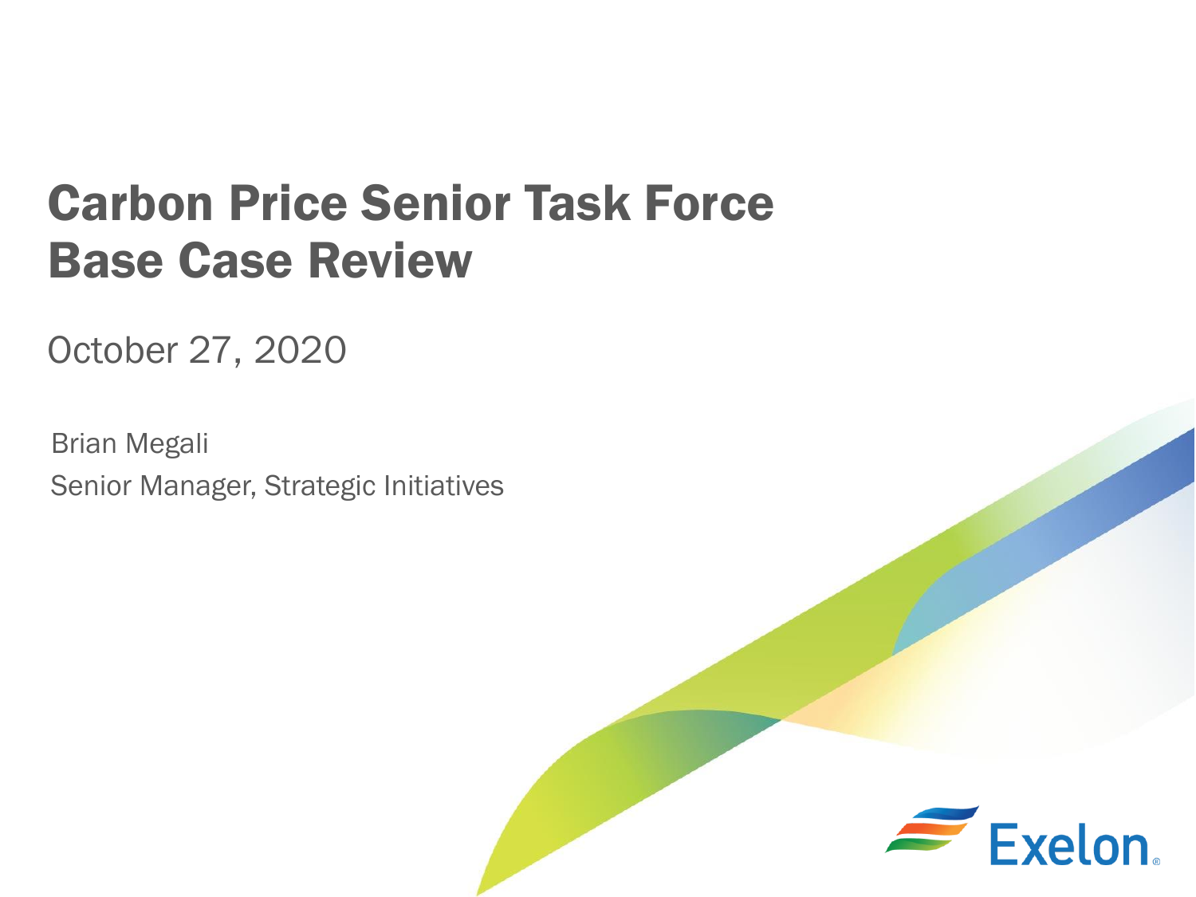# Carbon Price Senior Task Force Base Case Review

October 27, 2020

Brian Megali

Senior Manager, Strategic Initiatives

Exelon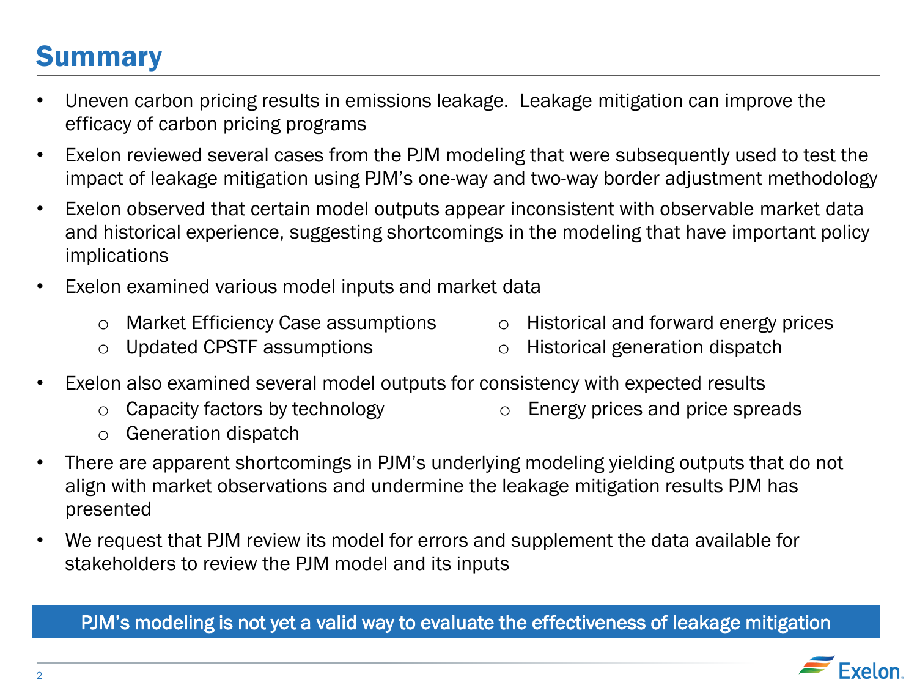# Summary

- Uneven carbon pricing results in emissions leakage. Leakage mitigation can improve the efficacy of carbon pricing programs
- Exelon reviewed several cases from the PJM modeling that were subsequently used to test the impact of leakage mitigation using PJM's one-way and two-way border adjustment methodology
- Exelon observed that certain model outputs appear inconsistent with observable market data and historical experience, suggesting shortcomings in the modeling that have important policy implications
- Exelon examined various model inputs and market data
  - Market Efficiency Case assumptions
  - Updated CPSTF assumptions
  - Historical and forward energy prices
  - Historical generation dispatch
- Exelon also examined several model outputs for consistency with expected results
  - Capacity factors by technology
  - Generation dispatch
  - Energy prices and price spreads
- There are apparent shortcomings in PJM's underlying modeling yielding outputs that do not align with market observations and undermine the leakage mitigation results PJM has presented
- We request that PJM review its model for errors and supplement the data available for stakeholders to review the PJM model and its inputs

**PJM's modeling is not yet a valid way to evaluate the effectiveness of leakage mitigation**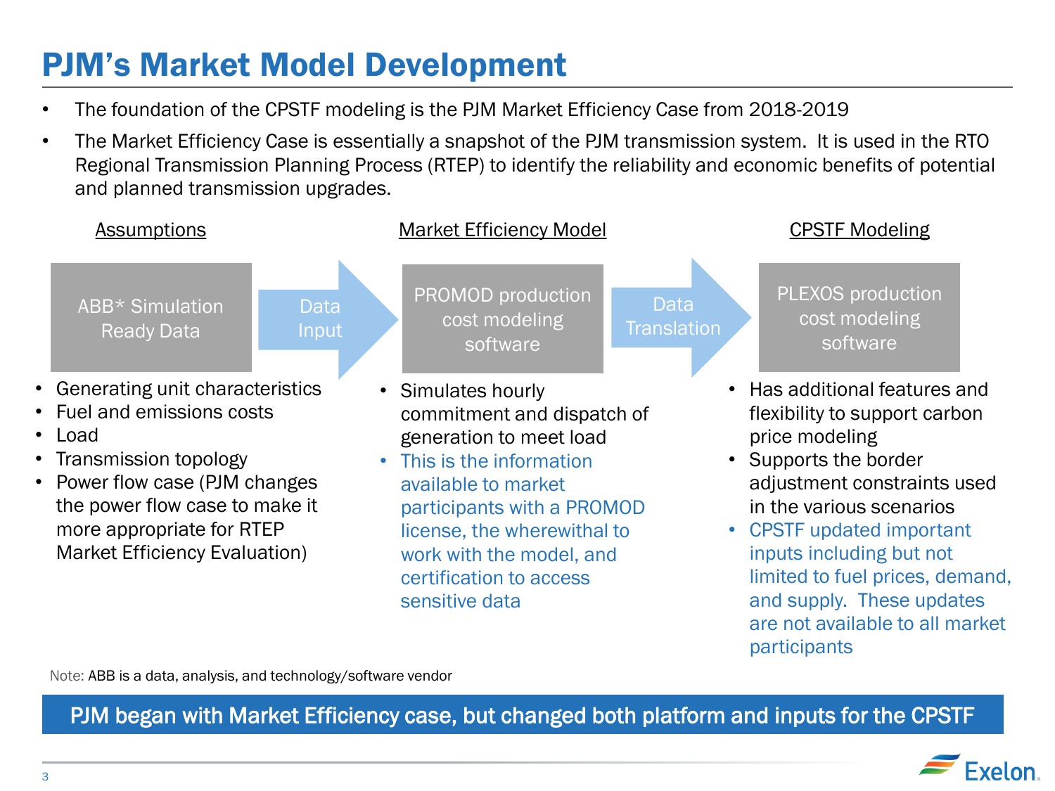# PJM's Market Model Development

- The foundation of the CPSTF modeling is the PJM Market Efficiency Case from 2018-2019
- The Market Efficiency Case is essentially a snapshot of the PJM transmission system. It is used in the RTO Regional Transmission Planning Process (RTEP) to identify the reliability and economic benefits of potential and planned transmission upgrades.

### Assumptions

**ABB* Simulation Ready Data** → Data Input

- Generating unit characteristics
- Fuel and emissions costs
- Load
- Transmission topology
- Power flow case (PJM changes the power flow case to make it more appropriate for RTEP Market Efficiency Evaluation)

### Market Efficiency Model

**PROMOD production cost modeling software** → Data Translation

- Simulates hourly commitment and dispatch of generation to meet load
- This is the information available to market participants with a PROMOD license, the wherewithal to work with the model, and certification to access sensitive data

### CPSTF Modeling

**PLEXOS production cost modeling software**

- Has additional features and flexibility to support carbon price modeling
- Supports the border adjustment constraints used in the various scenarios
- CPSTF updated important inputs including but not limited to fuel prices, demand, and supply. These updates are not available to all market participants

Note: ABB is a data, analysis, and technology/software vendor

**PJM began with Market Efficiency case, but changed both platform and inputs for the CPSTF**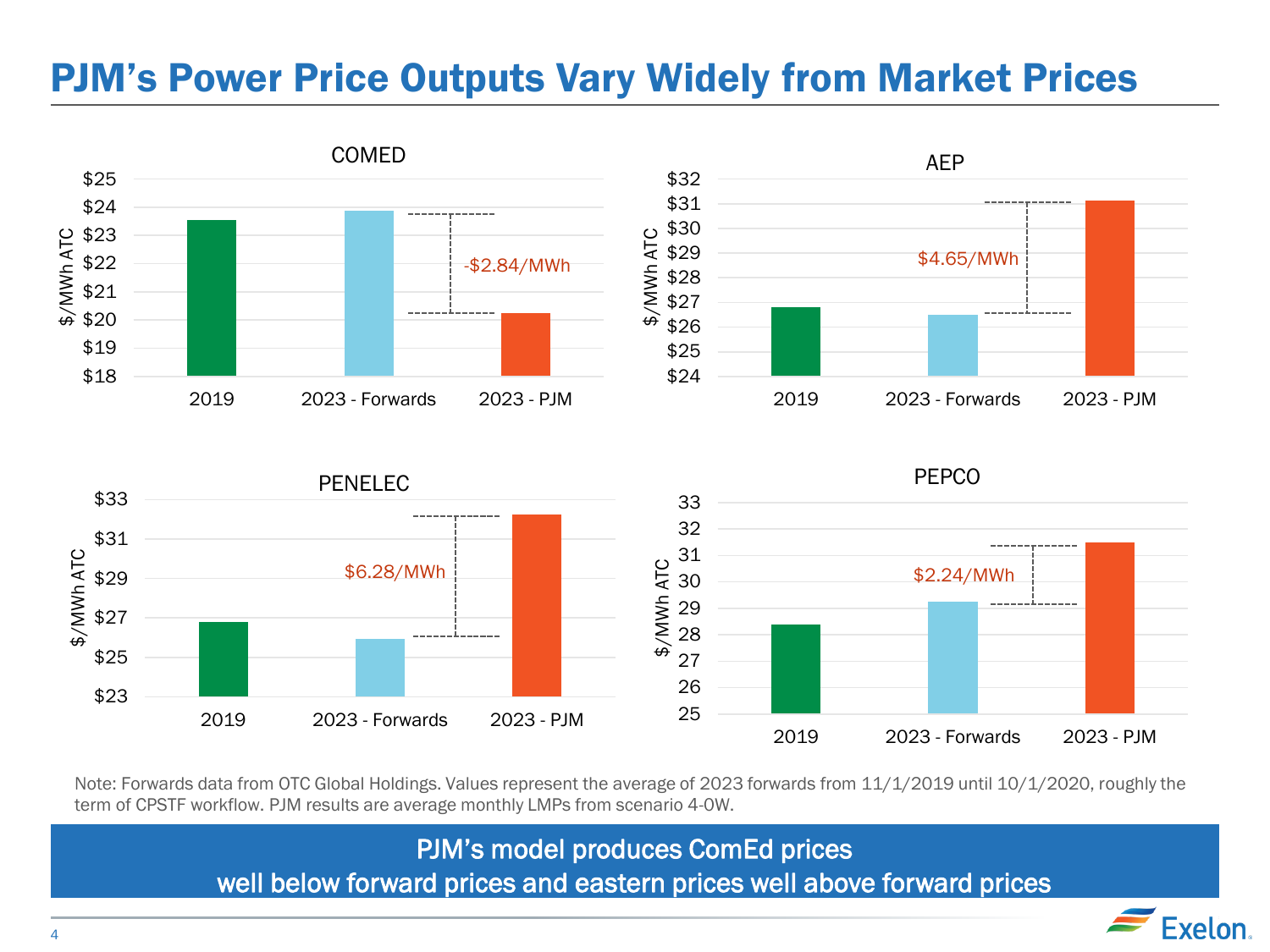# PJM's Power Price Outputs Vary Widely from Market Prices

### COMED

$/MWh ATC

- 2019
- 2023 - Forwards
- 2023 - PJM

-$2.84/MWh

### AEP

$/MWh ATC

- 2019
- 2023 - Forwards
- 2023 - PJM

$4.65/MWh

### PENELEC

$/MWh ATC

- 2019
- 2023 - Forwards
- 2023 - PJM

$6.28/MWh

### PEPCO

$/MWh ATC

- 2019
- 2023 - Forwards
- 2023 - PJM

$2.24/MWh

Note: Forwards data from OTC Global Holdings. Values represent the average of 2023 forwards from 11/1/2019 until 10/1/2020, roughly the term of CPSTF workflow. PJM results are average monthly LMPs from scenario 4-0W.

**PJM's model produces ComEd prices well below forward prices and eastern prices well above forward prices**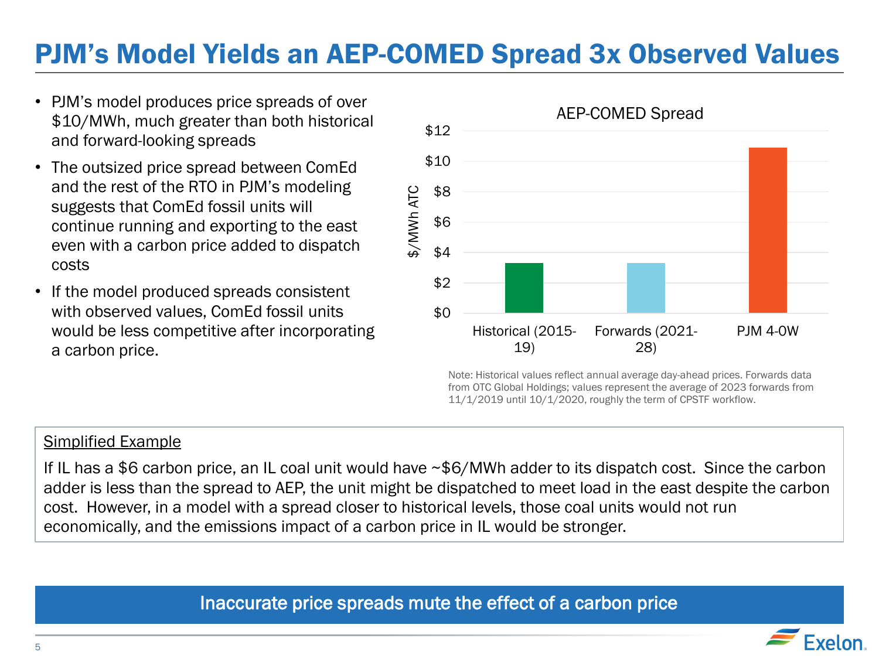# PJM's Model Yields an AEP-COMED Spread 3x Observed Values

- PJM's model produces price spreads of over $10/MWh, much greater than both historical and forward-looking spreads
- The outsized price spread between ComEd and the rest of the RTO in PJM's modeling suggests that ComEd fossil units will continue running and exporting to the east even with a carbon price added to dispatch costs
- If the model produced spreads consistent with observed values, ComEd fossil units would be less competitive after incorporating a carbon price.

**AEP-COMED Spread**

| | $/MWh ATC |
|---|---|
| Historical (2015-19) | ~$3.3 |
| Forwards (2021-28) | ~$3.3 |
| PJM 4-0W | ~$10.9 |

Note: Historical values reflect annual average day-ahead prices. Forwards data from OTC Global Holdings; values represent the average of 2023 forwards from 11/1/2019 until 10/1/2020, roughly the term of CPSTF workflow.

<u>Simplified Example</u>

If IL has a $6 carbon price, an IL coal unit would have ~$6/MWh adder to its dispatch cost. Since the carbon adder is less than the spread to AEP, the unit might be dispatched to meet load in the east despite the carbon cost. However, in a model with a spread closer to historical levels, those coal units would not run economically, and the emissions impact of a carbon price in IL would be stronger.

**Inaccurate price spreads mute the effect of a carbon price**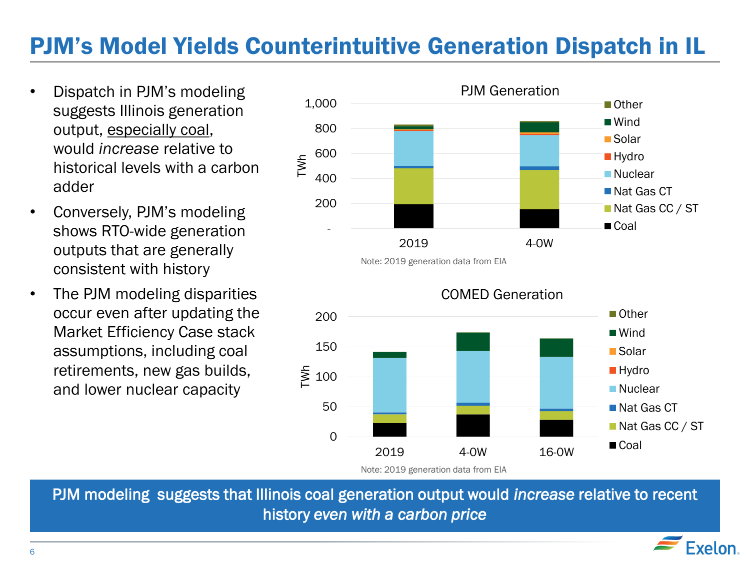# PJM's Model Yields Counterintuitive Generation Dispatch in IL

- Dispatch in PJM's modeling suggests Illinois generation output, especially coal, would *increase* relative to historical levels with a carbon adder
- Conversely, PJM's modeling shows RTO-wide generation outputs that are generally consistent with history
- The PJM modeling disparities occur even after updating the Market Efficiency Case stack assumptions, including coal retirements, new gas builds, and lower nuclear capacity

**PJM Generation**

Note: 2019 generation data from EIA

**COMED Generation**

Note: 2019 generation data from EIA

**PJM modeling suggests that Illinois coal generation output would *increase* relative to recent history *even with a carbon price***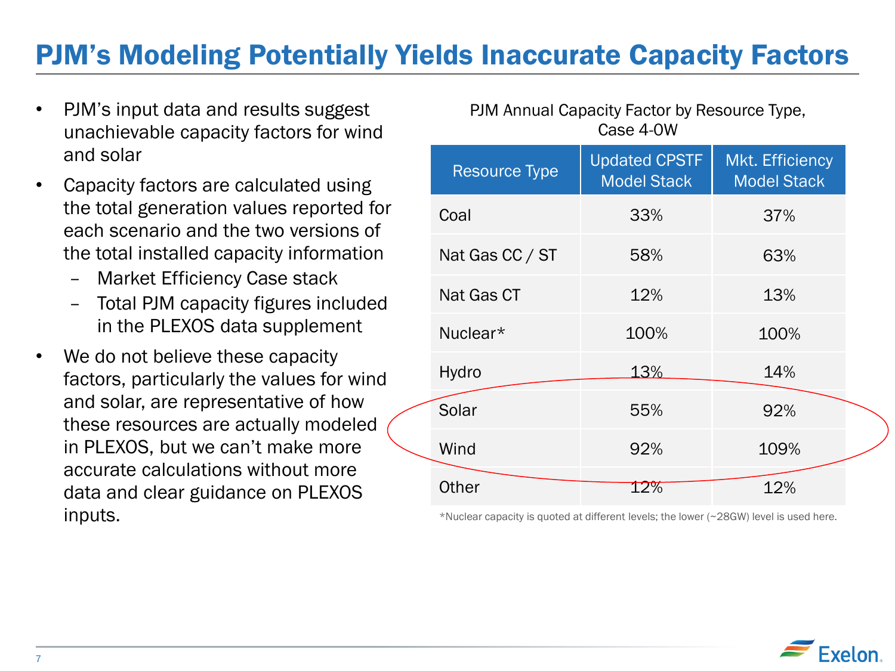# PJM's Modeling Potentially Yields Inaccurate Capacity Factors

- PJM's input data and results suggest unachievable capacity factors for wind and solar
- Capacity factors are calculated using the total generation values reported for each scenario and the two versions of the total installed capacity information
  - Market Efficiency Case stack
  - Total PJM capacity figures included in the PLEXOS data supplement
- We do not believe these capacity factors, particularly the values for wind and solar, are representative of how these resources are actually modeled in PLEXOS, but we can't make more accurate calculations without more data and clear guidance on PLEXOS inputs.

PJM Annual Capacity Factor by Resource Type, Case 4-0W

| Resource Type | Updated CPSTF Model Stack | Mkt. Efficiency Model Stack |
|---|---|---|
| Coal | 33% | 37% |
| Nat Gas CC / ST | 58% | 63% |
| Nat Gas CT | 12% | 13% |
| Nuclear* | 100% | 100% |
| Hydro | 13% | 14% |
| Solar | 55% | 92% |
| Wind | 92% | 109% |
| Other | 12% | 12% |

*Nuclear capacity is quoted at different levels; the lower (~28GW) level is used here.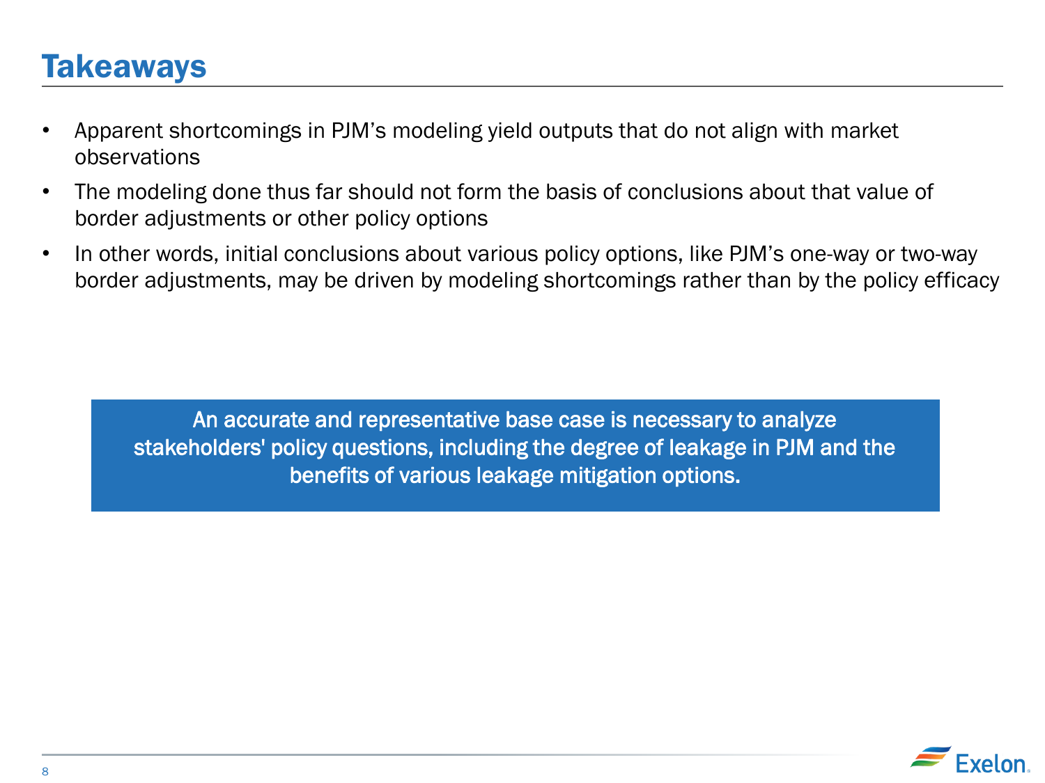# Takeaways

- Apparent shortcomings in PJM's modeling yield outputs that do not align with market observations
- The modeling done thus far should not form the basis of conclusions about that value of border adjustments or other policy options
- In other words, initial conclusions about various policy options, like PJM's one-way or two-way border adjustments, may be driven by modeling shortcomings rather than by the policy efficacy

**An accurate and representative base case is necessary to analyze stakeholders' policy questions, including the degree of leakage in PJM and the benefits of various leakage mitigation options.**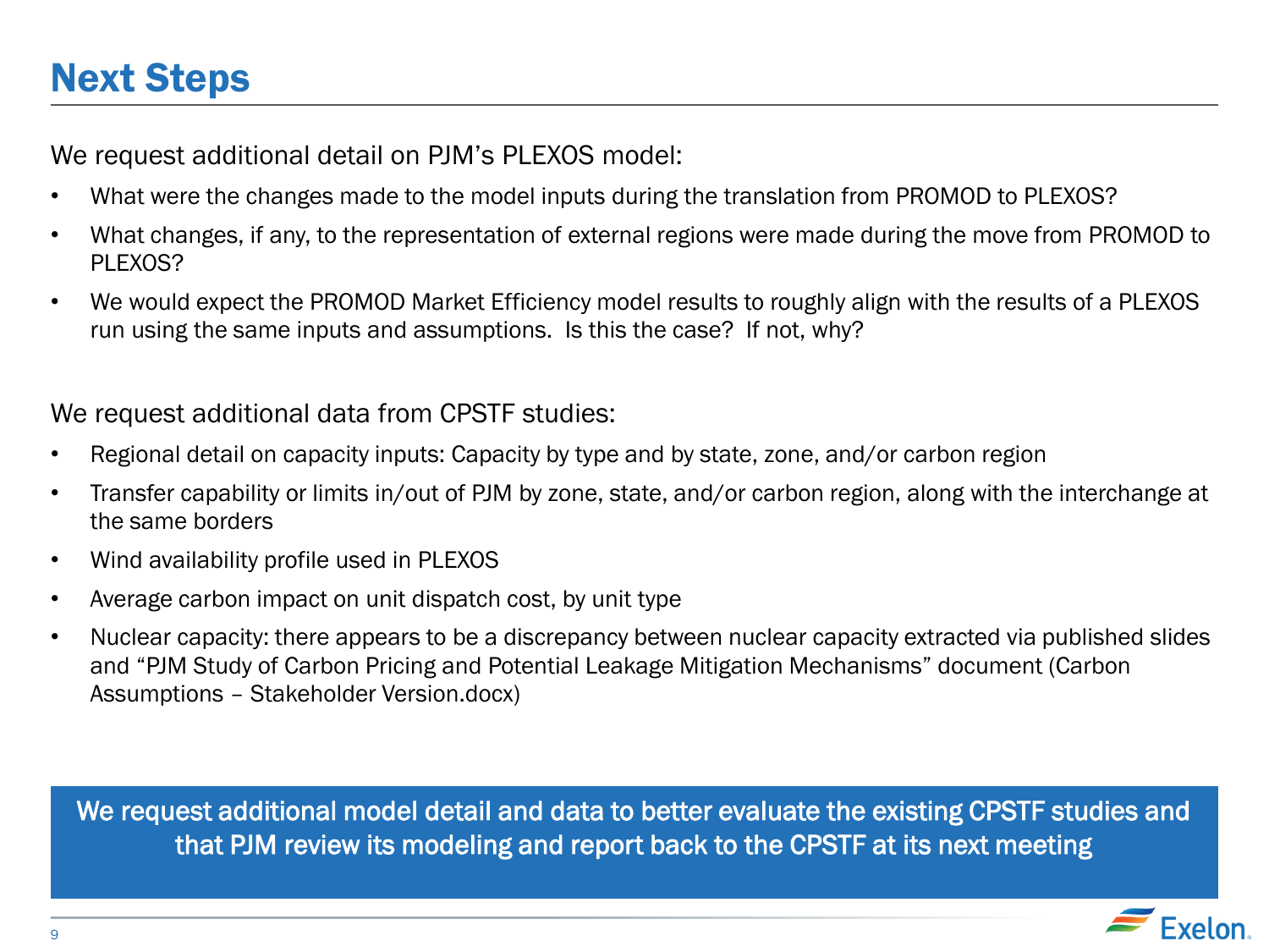# Next Steps

We request additional detail on PJM’s PLEXOS model:

- What were the changes made to the model inputs during the translation from PROMOD to PLEXOS?
- What changes, if any, to the representation of external regions were made during the move from PROMOD to PLEXOS?
- We would expect the PROMOD Market Efficiency model results to roughly align with the results of a PLEXOS run using the same inputs and assumptions. Is this the case? If not, why?

We request additional data from CPSTF studies:

- Regional detail on capacity inputs: Capacity by type and by state, zone, and/or carbon region
- Transfer capability or limits in/out of PJM by zone, state, and/or carbon region, along with the interchange at the same borders
- Wind availability profile used in PLEXOS
- Average carbon impact on unit dispatch cost, by unit type
- Nuclear capacity: there appears to be a discrepancy between nuclear capacity extracted via published slides and “PJM Study of Carbon Pricing and Potential Leakage Mitigation Mechanisms” document (Carbon Assumptions – Stakeholder Version.docx)

**We request additional model detail and data to better evaluate the existing CPSTF studies and that PJM review its modeling and report back to the CPSTF at its next meeting**